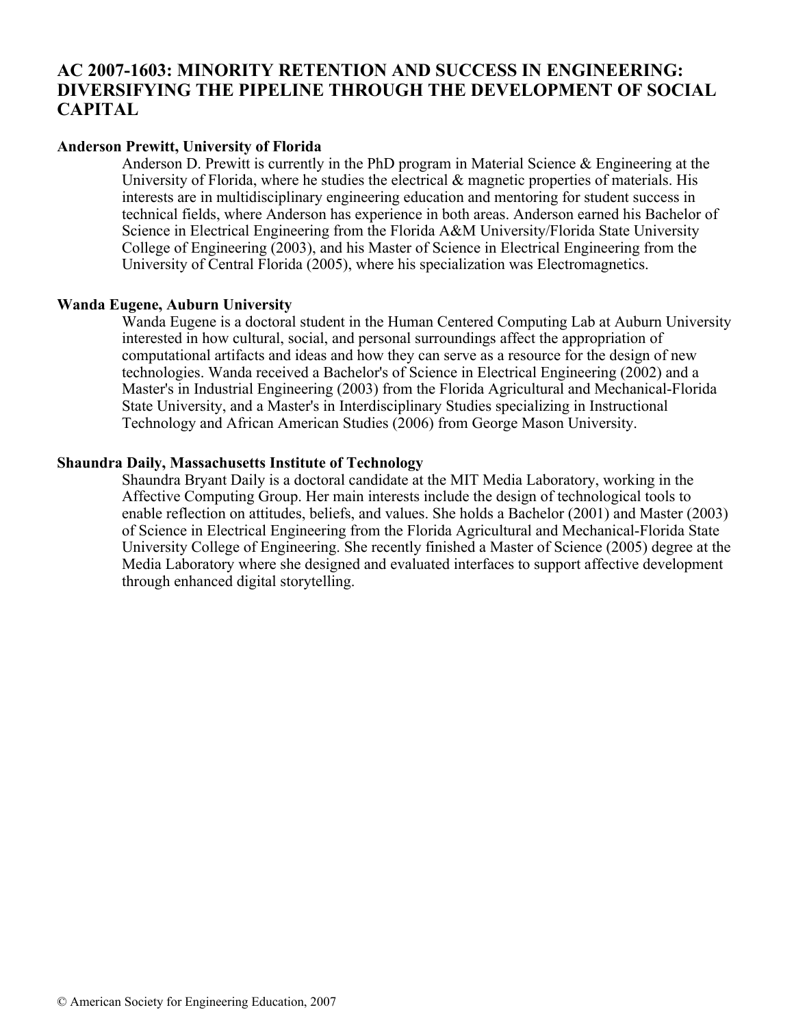# AC 2007-1603: MINORITY RETENTION AND SUCCESS IN ENGINEERING: DIVERSIFYING THE PIPELINE THROUGH THE DEVELOPMENT OF SOCIAL CAPITAL

**Anderson Prewitt, University of Florida**

Anderson D. Prewitt is currently in the PhD program in Material Science & Engineering at the University of Florida, where he studies the electrical & magnetic properties of materials. His interests are in multidisciplinary engineering education and mentoring for student success in technical fields, where Anderson has experience in both areas. Anderson earned his Bachelor of Science in Electrical Engineering from the Florida A&M University/Florida State University College of Engineering (2003), and his Master of Science in Electrical Engineering from the University of Central Florida (2005), where his specialization was Electromagnetics.

**Wanda Eugene, Auburn University**

Wanda Eugene is a doctoral student in the Human Centered Computing Lab at Auburn University interested in how cultural, social, and personal surroundings affect the appropriation of computational artifacts and ideas and how they can serve as a resource for the design of new technologies. Wanda received a Bachelor's of Science in Electrical Engineering (2002) and a Master's in Industrial Engineering (2003) from the Florida Agricultural and Mechanical-Florida State University, and a Master's in Interdisciplinary Studies specializing in Instructional Technology and African American Studies (2006) from George Mason University.

**Shaundra Daily, Massachusetts Institute of Technology**

Shaundra Bryant Daily is a doctoral candidate at the MIT Media Laboratory, working in the Affective Computing Group. Her main interests include the design of technological tools to enable reflection on attitudes, beliefs, and values. She holds a Bachelor (2001) and Master (2003) of Science in Electrical Engineering from the Florida Agricultural and Mechanical-Florida State University College of Engineering. She recently finished a Master of Science (2005) degree at the Media Laboratory where she designed and evaluated interfaces to support affective development through enhanced digital storytelling.

© American Society for Engineering Education, 2007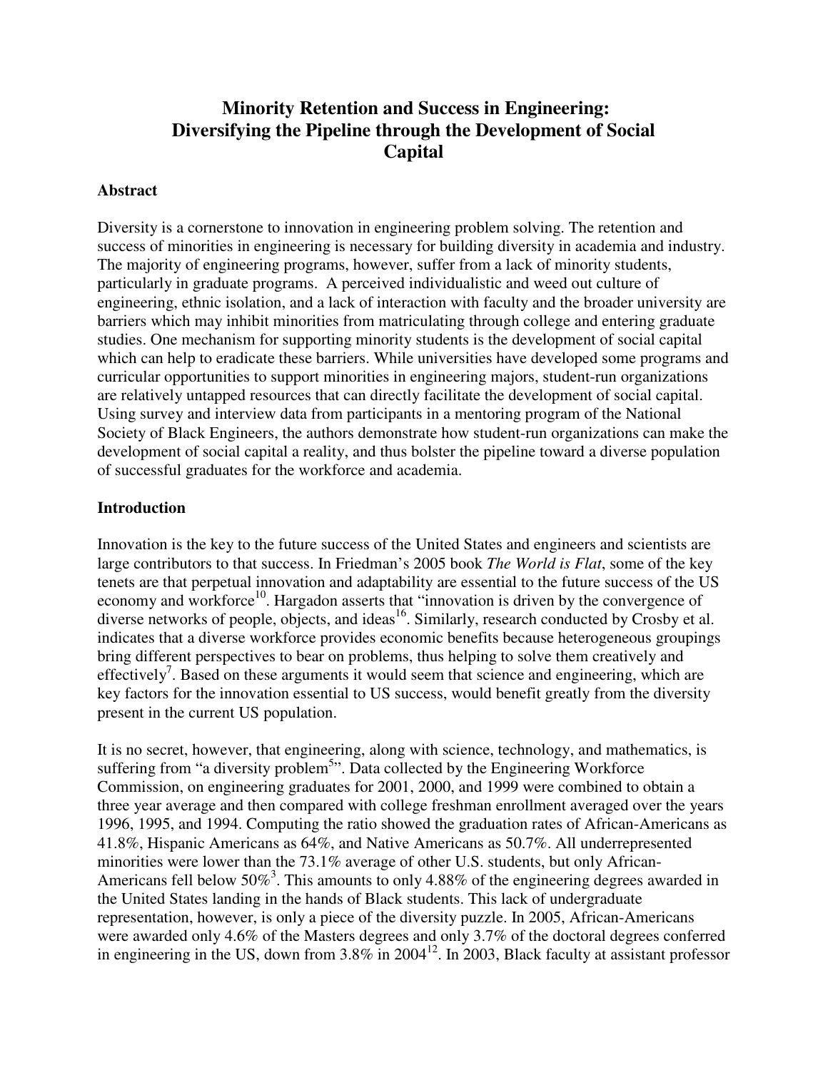# Minority Retention and Success in Engineering: Diversifying the Pipeline through the Development of Social Capital

## Abstract

Diversity is a cornerstone to innovation in engineering problem solving. The retention and success of minorities in engineering is necessary for building diversity in academia and industry. The majority of engineering programs, however, suffer from a lack of minority students, particularly in graduate programs. A perceived individualistic and weed out culture of engineering, ethnic isolation, and a lack of interaction with faculty and the broader university are barriers which may inhibit minorities from matriculating through college and entering graduate studies. One mechanism for supporting minority students is the development of social capital which can help to eradicate these barriers. While universities have developed some programs and curricular opportunities to support minorities in engineering majors, student-run organizations are relatively untapped resources that can directly facilitate the development of social capital. Using survey and interview data from participants in a mentoring program of the National Society of Black Engineers, the authors demonstrate how student-run organizations can make the development of social capital a reality, and thus bolster the pipeline toward a diverse population of successful graduates for the workforce and academia.

## Introduction

Innovation is the key to the future success of the United States and engineers and scientists are large contributors to that success. In Friedman's 2005 book *The World is Flat*, some of the key tenets are that perpetual innovation and adaptability are essential to the future success of the US economy and workforce[10]. Hargadon asserts that "innovation is driven by the convergence of diverse networks of people, objects, and ideas[16]. Similarly, research conducted by Crosby et al. indicates that a diverse workforce provides economic benefits because heterogeneous groupings bring different perspectives to bear on problems, thus helping to solve them creatively and effectively[7]. Based on these arguments it would seem that science and engineering, which are key factors for the innovation essential to US success, would benefit greatly from the diversity present in the current US population.

It is no secret, however, that engineering, along with science, technology, and mathematics, is suffering from "a diversity problem[5]". Data collected by the Engineering Workforce Commission, on engineering graduates for 2001, 2000, and 1999 were combined to obtain a three year average and then compared with college freshman enrollment averaged over the years 1996, 1995, and 1994. Computing the ratio showed the graduation rates of African-Americans as 41.8%, Hispanic Americans as 64%, and Native Americans as 50.7%. All underrepresented minorities were lower than the 73.1% average of other U.S. students, but only African-Americans fell below 50%[3]. This amounts to only 4.88% of the engineering degrees awarded in the United States landing in the hands of Black students. This lack of undergraduate representation, however, is only a piece of the diversity puzzle. In 2005, African-Americans were awarded only 4.6% of the Masters degrees and only 3.7% of the doctoral degrees conferred in engineering in the US, down from 3.8% in 2004[12]. In 2003, Black faculty at assistant professor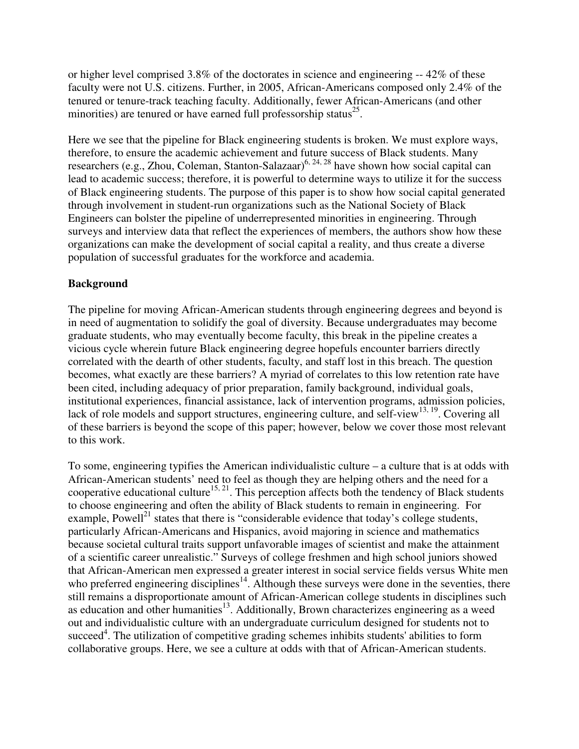or higher level comprised 3.8% of the doctorates in science and engineering -- 42% of these faculty were not U.S. citizens. Further, in 2005, African-Americans composed only 2.4% of the tenured or tenure-track teaching faculty. Additionally, fewer African-Americans (and other minorities) are tenured or have earned full professorship status[25].

Here we see that the pipeline for Black engineering students is broken. We must explore ways, therefore, to ensure the academic achievement and future success of Black students. Many researchers (e.g., Zhou, Coleman, Stanton-Salazaar)[6, 24, 28] have shown how social capital can lead to academic success; therefore, it is powerful to determine ways to utilize it for the success of Black engineering students. The purpose of this paper is to show how social capital generated through involvement in student-run organizations such as the National Society of Black Engineers can bolster the pipeline of underrepresented minorities in engineering. Through surveys and interview data that reflect the experiences of members, the authors show how these organizations can make the development of social capital a reality, and thus create a diverse population of successful graduates for the workforce and academia.

**Background**

The pipeline for moving African-American students through engineering degrees and beyond is in need of augmentation to solidify the goal of diversity. Because undergraduates may become graduate students, who may eventually become faculty, this break in the pipeline creates a vicious cycle wherein future Black engineering degree hopefuls encounter barriers directly correlated with the dearth of other students, faculty, and staff lost in this breach. The question becomes, what exactly are these barriers? A myriad of correlates to this low retention rate have been cited, including adequacy of prior preparation, family background, individual goals, institutional experiences, financial assistance, lack of intervention programs, admission policies, lack of role models and support structures, engineering culture, and self-view[13, 19]. Covering all of these barriers is beyond the scope of this paper; however, below we cover those most relevant to this work.

To some, engineering typifies the American individualistic culture – a culture that is at odds with African-American students' need to feel as though they are helping others and the need for a cooperative educational culture[15, 21]. This perception affects both the tendency of Black students to choose engineering and often the ability of Black students to remain in engineering. For example, Powell[21] states that there is "considerable evidence that today's college students, particularly African-Americans and Hispanics, avoid majoring in science and mathematics because societal cultural traits support unfavorable images of scientist and make the attainment of a scientific career unrealistic." Surveys of college freshmen and high school juniors showed that African-American men expressed a greater interest in social service fields versus White men who preferred engineering disciplines[14]. Although these surveys were done in the seventies, there still remains a disproportionate amount of African-American college students in disciplines such as education and other humanities[13]. Additionally, Brown characterizes engineering as a weed out and individualistic culture with an undergraduate curriculum designed for students not to succeed[4]. The utilization of competitive grading schemes inhibits students' abilities to form collaborative groups. Here, we see a culture at odds with that of African-American students.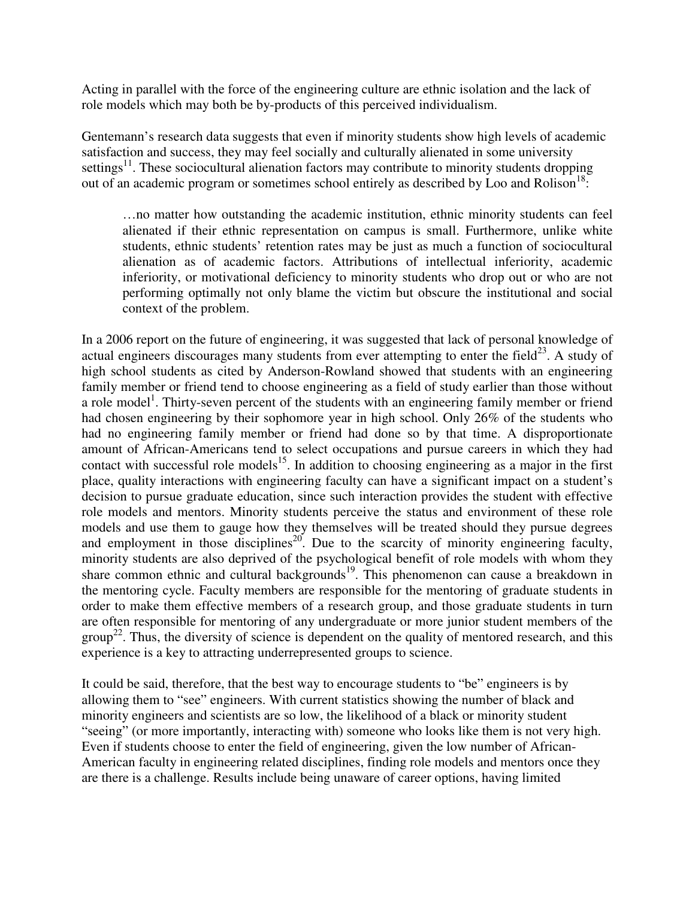Acting in parallel with the force of the engineering culture are ethnic isolation and the lack of role models which may both be by-products of this perceived individualism.

Gentemann's research data suggests that even if minority students show high levels of academic satisfaction and success, they may feel socially and culturally alienated in some university settings[11]. These sociocultural alienation factors may contribute to minority students dropping out of an academic program or sometimes school entirely as described by Loo and Rolison[18]:

> …no matter how outstanding the academic institution, ethnic minority students can feel alienated if their ethnic representation on campus is small. Furthermore, unlike white students, ethnic students' retention rates may be just as much a function of sociocultural alienation as of academic factors. Attributions of intellectual inferiority, academic inferiority, or motivational deficiency to minority students who drop out or who are not performing optimally not only blame the victim but obscure the institutional and social context of the problem.

In a 2006 report on the future of engineering, it was suggested that lack of personal knowledge of actual engineers discourages many students from ever attempting to enter the field[23]. A study of high school students as cited by Anderson-Rowland showed that students with an engineering family member or friend tend to choose engineering as a field of study earlier than those without a role model[1]. Thirty-seven percent of the students with an engineering family member or friend had chosen engineering by their sophomore year in high school. Only 26% of the students who had no engineering family member or friend had done so by that time. A disproportionate amount of African-Americans tend to select occupations and pursue careers in which they had contact with successful role models[15]. In addition to choosing engineering as a major in the first place, quality interactions with engineering faculty can have a significant impact on a student's decision to pursue graduate education, since such interaction provides the student with effective role models and mentors. Minority students perceive the status and environment of these role models and use them to gauge how they themselves will be treated should they pursue degrees and employment in those disciplines[20]. Due to the scarcity of minority engineering faculty, minority students are also deprived of the psychological benefit of role models with whom they share common ethnic and cultural backgrounds[19]. This phenomenon can cause a breakdown in the mentoring cycle. Faculty members are responsible for the mentoring of graduate students in order to make them effective members of a research group, and those graduate students in turn are often responsible for mentoring of any undergraduate or more junior student members of the group[22]. Thus, the diversity of science is dependent on the quality of mentored research, and this experience is a key to attracting underrepresented groups to science.

It could be said, therefore, that the best way to encourage students to "be" engineers is by allowing them to "see" engineers. With current statistics showing the number of black and minority engineers and scientists are so low, the likelihood of a black or minority student "seeing" (or more importantly, interacting with) someone who looks like them is not very high. Even if students choose to enter the field of engineering, given the low number of African-American faculty in engineering related disciplines, finding role models and mentors once they are there is a challenge. Results include being unaware of career options, having limited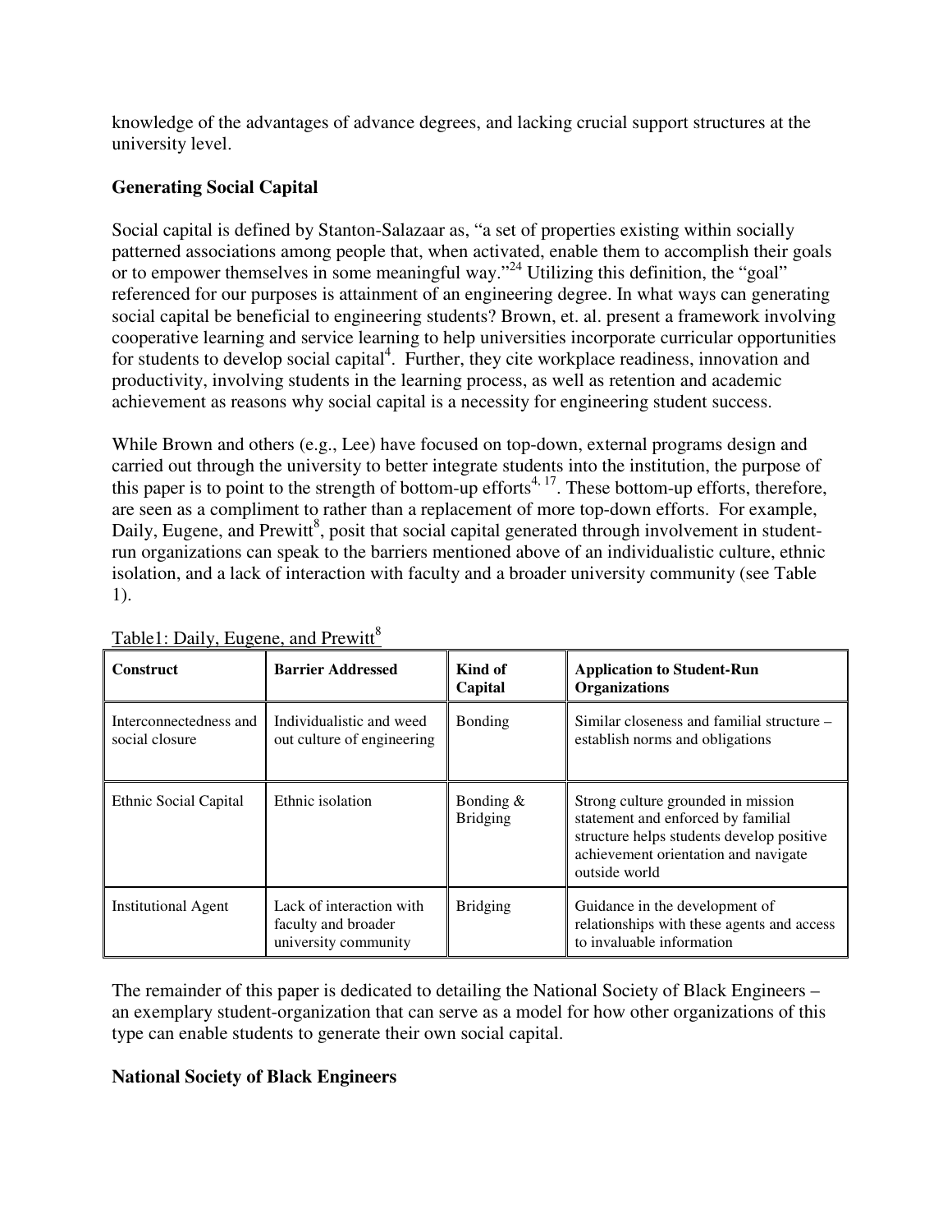knowledge of the advantages of advance degrees, and lacking crucial support structures at the university level.

## Generating Social Capital

Social capital is defined by Stanton-Salazaar as, "a set of properties existing within socially patterned associations among people that, when activated, enable them to accomplish their goals or to empower themselves in some meaningful way."[24] Utilizing this definition, the "goal" referenced for our purposes is attainment of an engineering degree. In what ways can generating social capital be beneficial to engineering students? Brown, et. al. present a framework involving cooperative learning and service learning to help universities incorporate curricular opportunities for students to develop social capital[4]. Further, they cite workplace readiness, innovation and productivity, involving students in the learning process, as well as retention and academic achievement as reasons why social capital is a necessity for engineering student success.

While Brown and others (e.g., Lee) have focused on top-down, external programs design and carried out through the university to better integrate students into the institution, the purpose of this paper is to point to the strength of bottom-up efforts[4, 17]. These bottom-up efforts, therefore, are seen as a compliment to rather than a replacement of more top-down efforts. For example, Daily, Eugene, and Prewitt[8], posit that social capital generated through involvement in student-run organizations can speak to the barriers mentioned above of an individualistic culture, ethnic isolation, and a lack of interaction with faculty and a broader university community (see Table 1).

Table1: Daily, Eugene, and Prewitt[8]

| Construct | Barrier Addressed | Kind of Capital | Application to Student-Run Organizations |
|---|---|---|---|
| Interconnectedness and social closure | Individualistic and weed out culture of engineering | Bonding | Similar closeness and familial structure – establish norms and obligations |
| Ethnic Social Capital | Ethnic isolation | Bonding & Bridging | Strong culture grounded in mission statement and enforced by familial structure helps students develop positive achievement orientation and navigate outside world |
| Institutional Agent | Lack of interaction with faculty and broader university community | Bridging | Guidance in the development of relationships with these agents and access to invaluable information |

The remainder of this paper is dedicated to detailing the National Society of Black Engineers – an exemplary student-organization that can serve as a model for how other organizations of this type can enable students to generate their own social capital.

## National Society of Black Engineers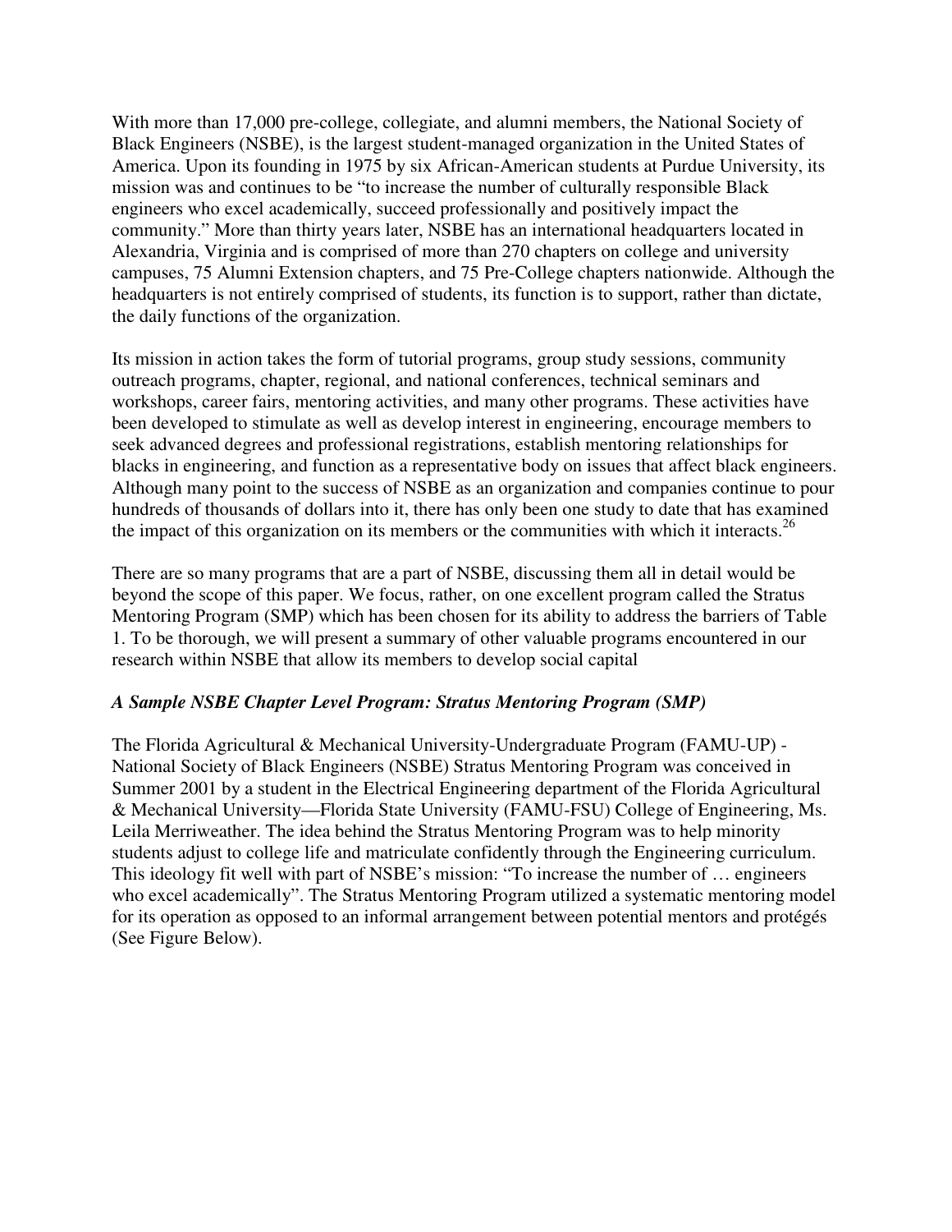With more than 17,000 pre-college, collegiate, and alumni members, the National Society of Black Engineers (NSBE), is the largest student-managed organization in the United States of America. Upon its founding in 1975 by six African-American students at Purdue University, its mission was and continues to be "to increase the number of culturally responsible Black engineers who excel academically, succeed professionally and positively impact the community." More than thirty years later, NSBE has an international headquarters located in Alexandria, Virginia and is comprised of more than 270 chapters on college and university campuses, 75 Alumni Extension chapters, and 75 Pre-College chapters nationwide. Although the headquarters is not entirely comprised of students, its function is to support, rather than dictate, the daily functions of the organization.

Its mission in action takes the form of tutorial programs, group study sessions, community outreach programs, chapter, regional, and national conferences, technical seminars and workshops, career fairs, mentoring activities, and many other programs. These activities have been developed to stimulate as well as develop interest in engineering, encourage members to seek advanced degrees and professional registrations, establish mentoring relationships for blacks in engineering, and function as a representative body on issues that affect black engineers. Although many point to the success of NSBE as an organization and companies continue to pour hundreds of thousands of dollars into it, there has only been one study to date that has examined the impact of this organization on its members or the communities with which it interacts.[26]

There are so many programs that are a part of NSBE, discussing them all in detail would be beyond the scope of this paper. We focus, rather, on one excellent program called the Stratus Mentoring Program (SMP) which has been chosen for its ability to address the barriers of Table 1. To be thorough, we will present a summary of other valuable programs encountered in our research within NSBE that allow its members to develop social capital

***A Sample NSBE Chapter Level Program: Stratus Mentoring Program (SMP)***

The Florida Agricultural & Mechanical University-Undergraduate Program (FAMU-UP) - National Society of Black Engineers (NSBE) Stratus Mentoring Program was conceived in Summer 2001 by a student in the Electrical Engineering department of the Florida Agricultural & Mechanical University—Florida State University (FAMU-FSU) College of Engineering, Ms. Leila Merriweather. The idea behind the Stratus Mentoring Program was to help minority students adjust to college life and matriculate confidently through the Engineering curriculum. This ideology fit well with part of NSBE's mission: "To increase the number of … engineers who excel academically". The Stratus Mentoring Program utilized a systematic mentoring model for its operation as opposed to an informal arrangement between potential mentors and protégés (See Figure Below).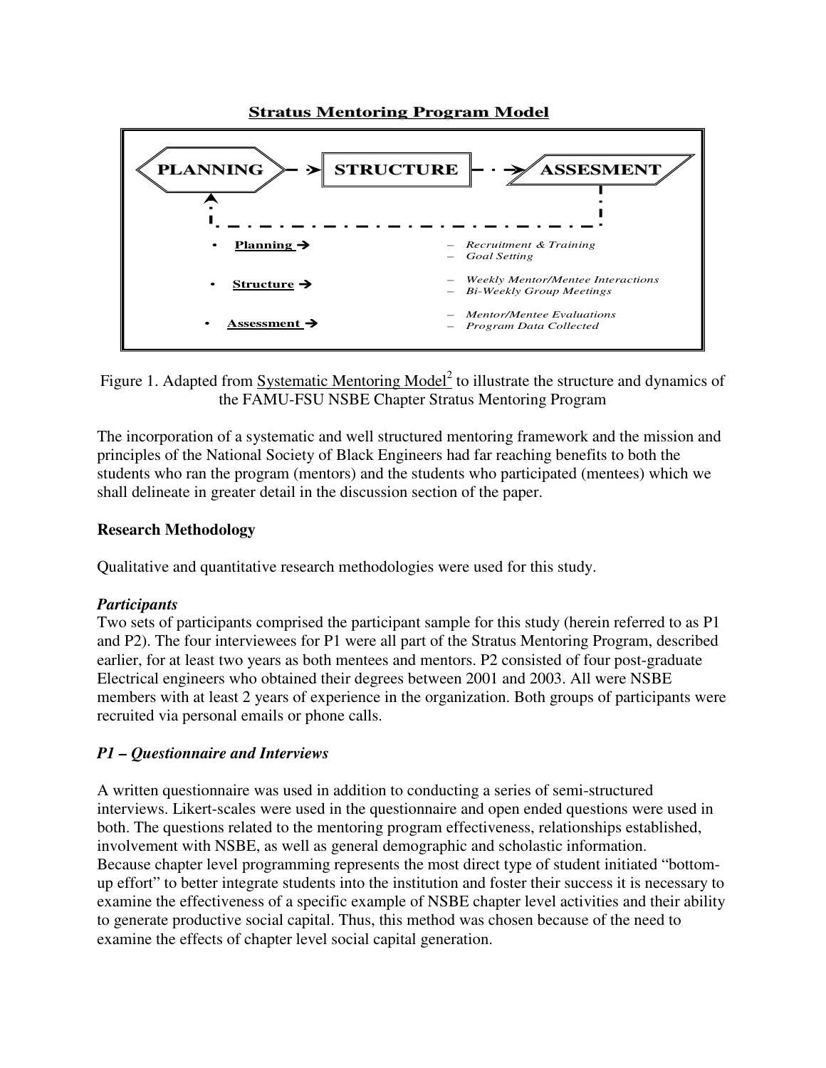**Stratus Mentoring Program Model**

PLANNING → STRUCTURE → ASSESMENT

- **Planning →**
  - *Recruitment & Training*
  - *Goal Setting*
- **Structure →**
  - *Weekly Mentor/Mentee Interactions*
  - *Bi-Weekly Group Meetings*
- **Assessment →**
  - *Mentor/Mentee Evaluations*
  - *Program Data Collected*

Figure 1. Adapted from Systematic Mentoring Model[2] to illustrate the structure and dynamics of the FAMU-FSU NSBE Chapter Stratus Mentoring Program

The incorporation of a systematic and well structured mentoring framework and the mission and principles of the National Society of Black Engineers had far reaching benefits to both the students who ran the program (mentors) and the students who participated (mentees) which we shall delineate in greater detail in the discussion section of the paper.

## Research Methodology

Qualitative and quantitative research methodologies were used for this study.

### *Participants*

Two sets of participants comprised the participant sample for this study (herein referred to as P1 and P2). The four interviewees for P1 were all part of the Stratus Mentoring Program, described earlier, for at least two years as both mentees and mentors. P2 consisted of four post-graduate Electrical engineers who obtained their degrees between 2001 and 2003. All were NSBE members with at least 2 years of experience in the organization. Both groups of participants were recruited via personal emails or phone calls.

### *P1 – Questionnaire and Interviews*

A written questionnaire was used in addition to conducting a series of semi-structured interviews. Likert-scales were used in the questionnaire and open ended questions were used in both. The questions related to the mentoring program effectiveness, relationships established, involvement with NSBE, as well as general demographic and scholastic information.
Because chapter level programming represents the most direct type of student initiated "bottom-up effort" to better integrate students into the institution and foster their success it is necessary to examine the effectiveness of a specific example of NSBE chapter level activities and their ability to generate productive social capital. Thus, this method was chosen because of the need to examine the effects of chapter level social capital generation.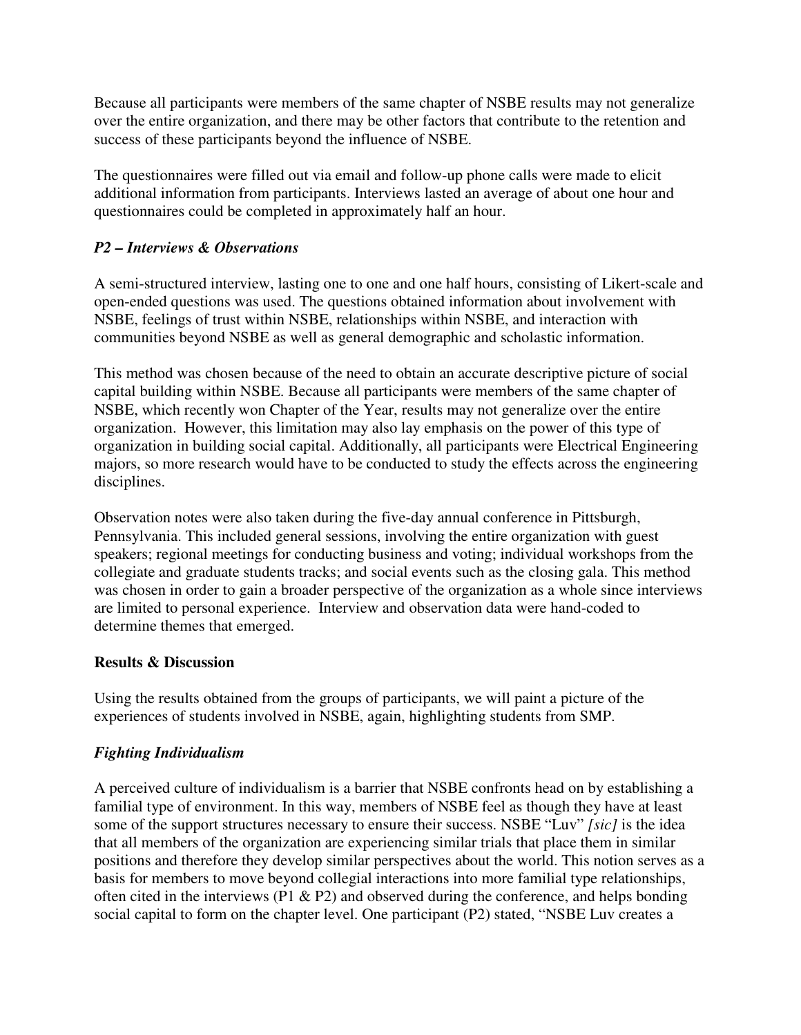Because all participants were members of the same chapter of NSBE results may not generalize over the entire organization, and there may be other factors that contribute to the retention and success of these participants beyond the influence of NSBE.

The questionnaires were filled out via email and follow-up phone calls were made to elicit additional information from participants. Interviews lasted an average of about one hour and questionnaires could be completed in approximately half an hour.

### *P2 – Interviews & Observations*

A semi-structured interview, lasting one to one and one half hours, consisting of Likert-scale and open-ended questions was used. The questions obtained information about involvement with NSBE, feelings of trust within NSBE, relationships within NSBE, and interaction with communities beyond NSBE as well as general demographic and scholastic information.

This method was chosen because of the need to obtain an accurate descriptive picture of social capital building within NSBE. Because all participants were members of the same chapter of NSBE, which recently won Chapter of the Year, results may not generalize over the entire organization. However, this limitation may also lay emphasis on the power of this type of organization in building social capital. Additionally, all participants were Electrical Engineering majors, so more research would have to be conducted to study the effects across the engineering disciplines.

Observation notes were also taken during the five-day annual conference in Pittsburgh, Pennsylvania. This included general sessions, involving the entire organization with guest speakers; regional meetings for conducting business and voting; individual workshops from the collegiate and graduate students tracks; and social events such as the closing gala. This method was chosen in order to gain a broader perspective of the organization as a whole since interviews are limited to personal experience. Interview and observation data were hand-coded to determine themes that emerged.

## **Results & Discussion**

Using the results obtained from the groups of participants, we will paint a picture of the experiences of students involved in NSBE, again, highlighting students from SMP.

### *Fighting Individualism*

A perceived culture of individualism is a barrier that NSBE confronts head on by establishing a familial type of environment. In this way, members of NSBE feel as though they have at least some of the support structures necessary to ensure their success. NSBE "Luv" *[sic]* is the idea that all members of the organization are experiencing similar trials that place them in similar positions and therefore they develop similar perspectives about the world. This notion serves as a basis for members to move beyond collegial interactions into more familial type relationships, often cited in the interviews (P1 & P2) and observed during the conference, and helps bonding social capital to form on the chapter level. One participant (P2) stated, "NSBE Luv creates a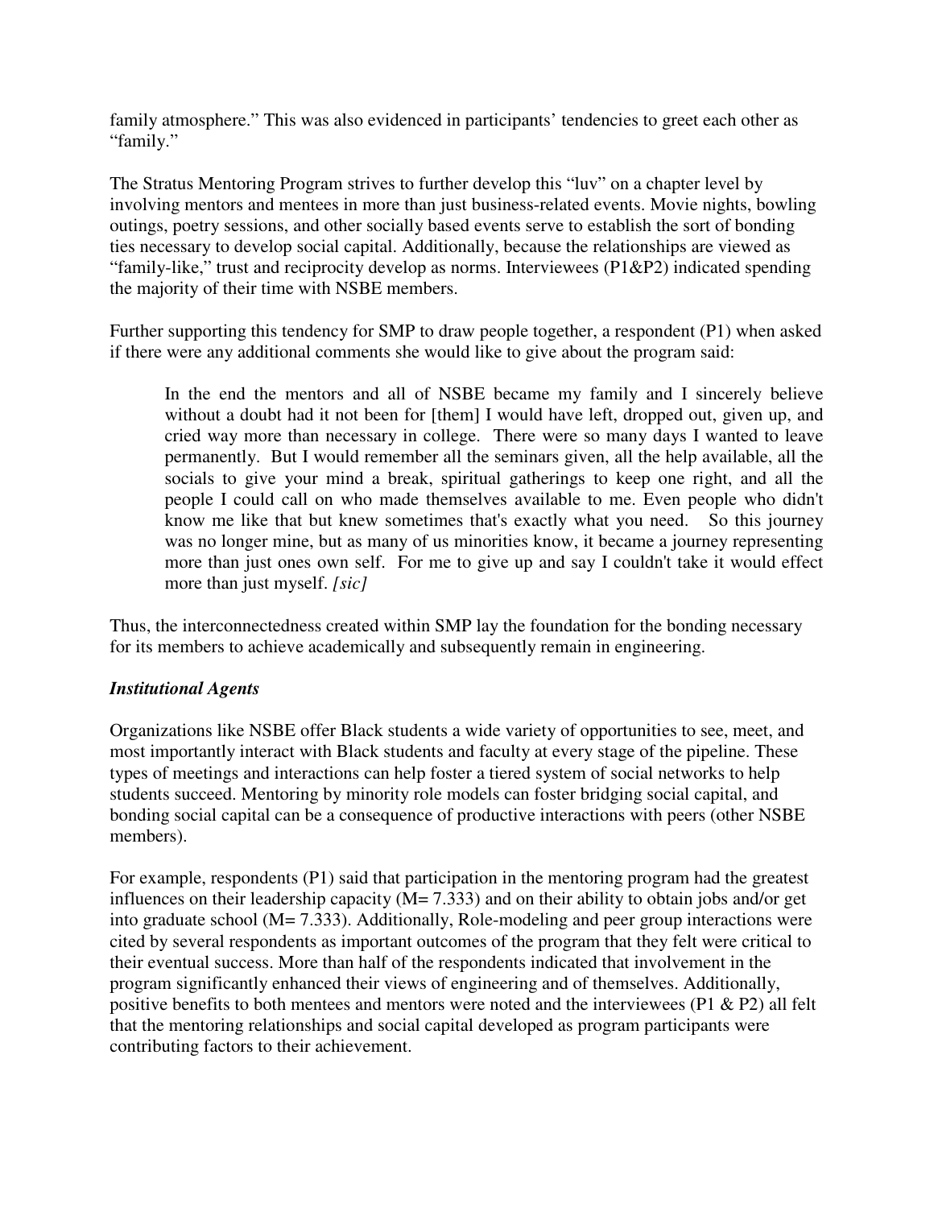family atmosphere." This was also evidenced in participants' tendencies to greet each other as "family."

The Stratus Mentoring Program strives to further develop this "luv" on a chapter level by involving mentors and mentees in more than just business-related events. Movie nights, bowling outings, poetry sessions, and other socially based events serve to establish the sort of bonding ties necessary to develop social capital. Additionally, because the relationships are viewed as "family-like," trust and reciprocity develop as norms. Interviewees (P1&P2) indicated spending the majority of their time with NSBE members.

Further supporting this tendency for SMP to draw people together, a respondent (P1) when asked if there were any additional comments she would like to give about the program said:

> In the end the mentors and all of NSBE became my family and I sincerely believe without a doubt had it not been for [them] I would have left, dropped out, given up, and cried way more than necessary in college. There were so many days I wanted to leave permanently. But I would remember all the seminars given, all the help available, all the socials to give your mind a break, spiritual gatherings to keep one right, and all the people I could call on who made themselves available to me. Even people who didn't know me like that but knew sometimes that's exactly what you need. So this journey was no longer mine, but as many of us minorities know, it became a journey representing more than just ones own self. For me to give up and say I couldn't take it would effect more than just myself. *[sic]*

Thus, the interconnectedness created within SMP lay the foundation for the bonding necessary for its members to achieve academically and subsequently remain in engineering.

### *Institutional Agents*

Organizations like NSBE offer Black students a wide variety of opportunities to see, meet, and most importantly interact with Black students and faculty at every stage of the pipeline. These types of meetings and interactions can help foster a tiered system of social networks to help students succeed. Mentoring by minority role models can foster bridging social capital, and bonding social capital can be a consequence of productive interactions with peers (other NSBE members).

For example, respondents (P1) said that participation in the mentoring program had the greatest influences on their leadership capacity (M= 7.333) and on their ability to obtain jobs and/or get into graduate school (M= 7.333). Additionally, Role-modeling and peer group interactions were cited by several respondents as important outcomes of the program that they felt were critical to their eventual success. More than half of the respondents indicated that involvement in the program significantly enhanced their views of engineering and of themselves. Additionally, positive benefits to both mentees and mentors were noted and the interviewees (P1 & P2) all felt that the mentoring relationships and social capital developed as program participants were contributing factors to their achievement.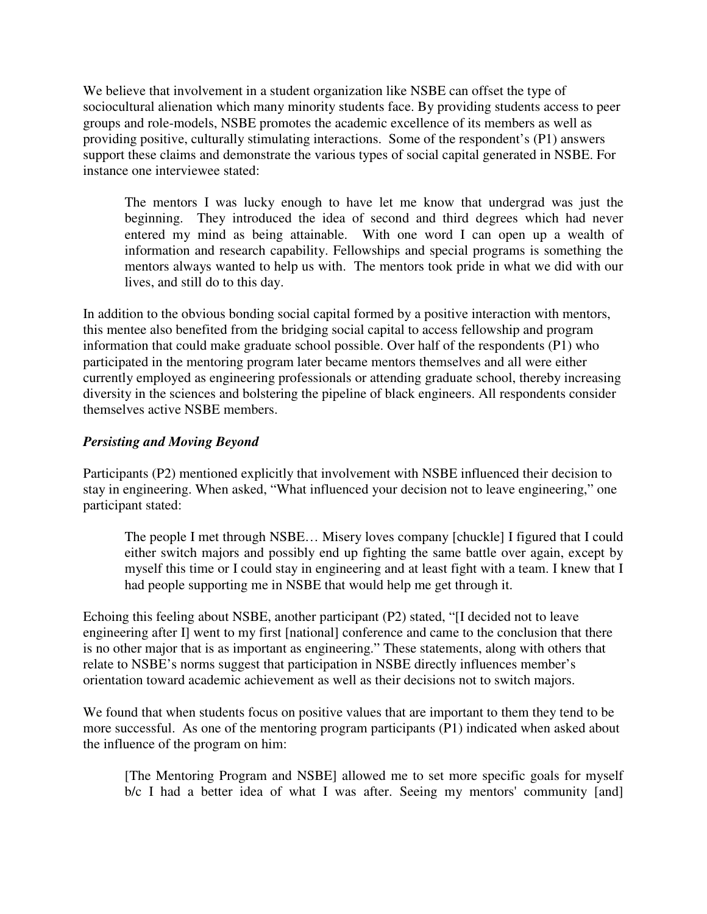We believe that involvement in a student organization like NSBE can offset the type of sociocultural alienation which many minority students face. By providing students access to peer groups and role-models, NSBE promotes the academic excellence of its members as well as providing positive, culturally stimulating interactions. Some of the respondent's (P1) answers support these claims and demonstrate the various types of social capital generated in NSBE. For instance one interviewee stated:

> The mentors I was lucky enough to have let me know that undergrad was just the beginning. They introduced the idea of second and third degrees which had never entered my mind as being attainable. With one word I can open up a wealth of information and research capability. Fellowships and special programs is something the mentors always wanted to help us with. The mentors took pride in what we did with our lives, and still do to this day.

In addition to the obvious bonding social capital formed by a positive interaction with mentors, this mentee also benefited from the bridging social capital to access fellowship and program information that could make graduate school possible. Over half of the respondents (P1) who participated in the mentoring program later became mentors themselves and all were either currently employed as engineering professionals or attending graduate school, thereby increasing diversity in the sciences and bolstering the pipeline of black engineers. All respondents consider themselves active NSBE members.

***Persisting and Moving Beyond***

Participants (P2) mentioned explicitly that involvement with NSBE influenced their decision to stay in engineering. When asked, "What influenced your decision not to leave engineering," one participant stated:

> The people I met through NSBE… Misery loves company [chuckle] I figured that I could either switch majors and possibly end up fighting the same battle over again, except by myself this time or I could stay in engineering and at least fight with a team. I knew that I had people supporting me in NSBE that would help me get through it.

Echoing this feeling about NSBE, another participant (P2) stated, "[I decided not to leave engineering after I] went to my first [national] conference and came to the conclusion that there is no other major that is as important as engineering." These statements, along with others that relate to NSBE's norms suggest that participation in NSBE directly influences member's orientation toward academic achievement as well as their decisions not to switch majors.

We found that when students focus on positive values that are important to them they tend to be more successful. As one of the mentoring program participants (P1) indicated when asked about the influence of the program on him:

> [The Mentoring Program and NSBE] allowed me to set more specific goals for myself b/c I had a better idea of what I was after. Seeing my mentors' community [and]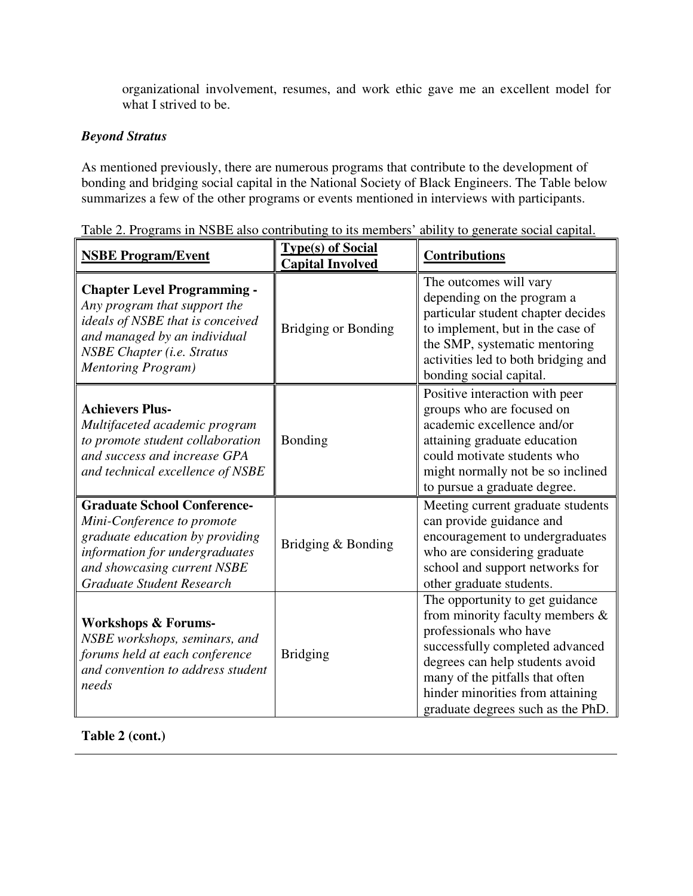organizational involvement, resumes, and work ethic gave me an excellent model for what I strived to be.

### *Beyond Stratus*

As mentioned previously, there are numerous programs that contribute to the development of bonding and bridging social capital in the National Society of Black Engineers. The Table below summarizes a few of the other programs or events mentioned in interviews with participants.

Table 2. Programs in NSBE also contributing to its members' ability to generate social capital.

| **NSBE Program/Event** | **Type(s) of Social Capital Involved** | **Contributions** |
|---|---|---|
| **Chapter Level Programming -** *Any program that support the ideals of NSBE that is conceived and managed by an individual NSBE Chapter (i.e. Stratus Mentoring Program)* | Bridging or Bonding | The outcomes will vary depending on the program a particular student chapter decides to implement, but in the case of the SMP, systematic mentoring activities led to both bridging and bonding social capital. |
| **Achievers Plus-** *Multifaceted academic program to promote student collaboration and success and increase GPA and technical excellence of NSBE* | Bonding | Positive interaction with peer groups who are focused on academic excellence and/or attaining graduate education could motivate students who might normally not be so inclined to pursue a graduate degree. |
| **Graduate School Conference-** *Mini-Conference to promote graduate education by providing information for undergraduates and showcasing current NSBE Graduate Student Research* | Bridging & Bonding | Meeting current graduate students can provide guidance and encouragement to undergraduates who are considering graduate school and support networks for other graduate students. |
| **Workshops & Forums-** *NSBE workshops, seminars, and forums held at each conference and convention to address student needs* | Bridging | The opportunity to get guidance from minority faculty members & professionals who have successfully completed advanced degrees can help students avoid many of the pitfalls that often hinder minorities from attaining graduate degrees such as the PhD. |

**Table 2 (cont.)**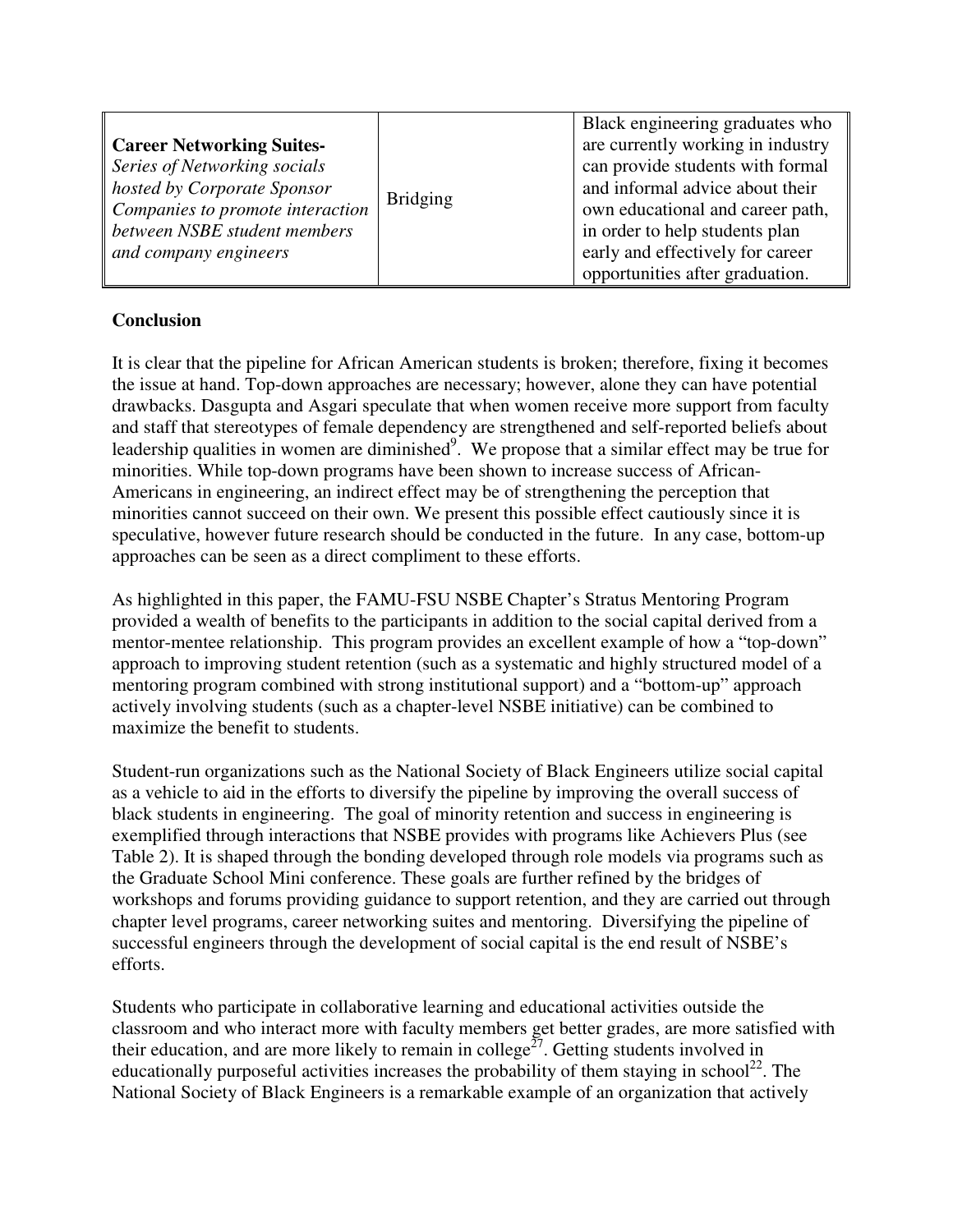| | | |
|---|---|---|
| **Career Networking Suites-** *Series of Networking socials hosted by Corporate Sponsor Companies to promote interaction between NSBE student members and company engineers* | Bridging | Black engineering graduates who are currently working in industry can provide students with formal and informal advice about their own educational and career path, in order to help students plan early and effectively for career opportunities after graduation. |

**Conclusion**

It is clear that the pipeline for African American students is broken; therefore, fixing it becomes the issue at hand. Top-down approaches are necessary; however, alone they can have potential drawbacks. Dasgupta and Asgari speculate that when women receive more support from faculty and staff that stereotypes of female dependency are strengthened and self-reported beliefs about leadership qualities in women are diminished[9]. We propose that a similar effect may be true for minorities. While top-down programs have been shown to increase success of African-Americans in engineering, an indirect effect may be of strengthening the perception that minorities cannot succeed on their own. We present this possible effect cautiously since it is speculative, however future research should be conducted in the future. In any case, bottom-up approaches can be seen as a direct compliment to these efforts.

As highlighted in this paper, the FAMU-FSU NSBE Chapter's Stratus Mentoring Program provided a wealth of benefits to the participants in addition to the social capital derived from a mentor-mentee relationship. This program provides an excellent example of how a "top-down" approach to improving student retention (such as a systematic and highly structured model of a mentoring program combined with strong institutional support) and a "bottom-up" approach actively involving students (such as a chapter-level NSBE initiative) can be combined to maximize the benefit to students.

Student-run organizations such as the National Society of Black Engineers utilize social capital as a vehicle to aid in the efforts to diversify the pipeline by improving the overall success of black students in engineering. The goal of minority retention and success in engineering is exemplified through interactions that NSBE provides with programs like Achievers Plus (see Table 2). It is shaped through the bonding developed through role models via programs such as the Graduate School Mini conference. These goals are further refined by the bridges of workshops and forums providing guidance to support retention, and they are carried out through chapter level programs, career networking suites and mentoring. Diversifying the pipeline of successful engineers through the development of social capital is the end result of NSBE's efforts.

Students who participate in collaborative learning and educational activities outside the classroom and who interact more with faculty members get better grades, are more satisfied with their education, and are more likely to remain in college[27]. Getting students involved in educationally purposeful activities increases the probability of them staying in school[22]. The National Society of Black Engineers is a remarkable example of an organization that actively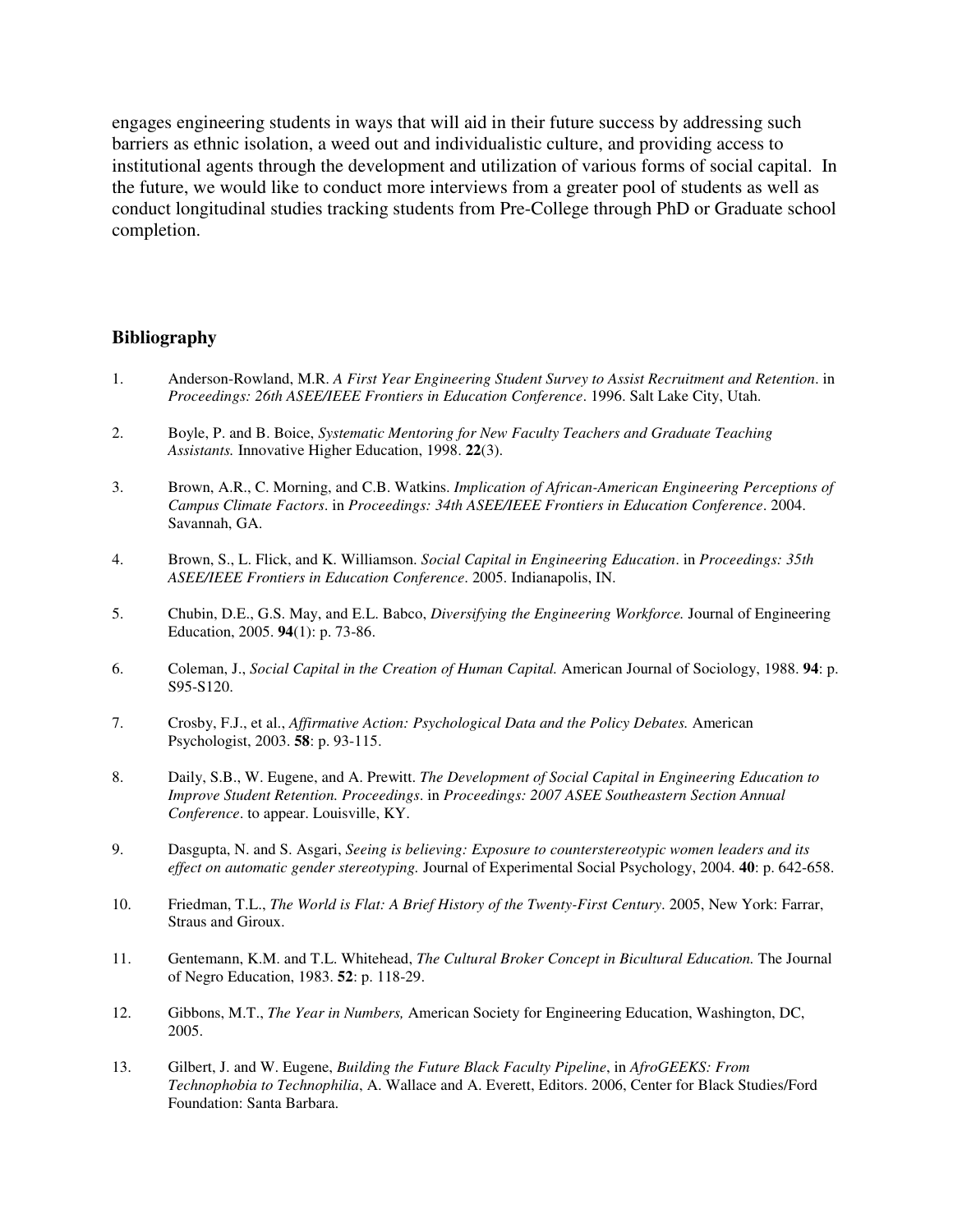engages engineering students in ways that will aid in their future success by addressing such barriers as ethnic isolation, a weed out and individualistic culture, and providing access to institutional agents through the development and utilization of various forms of social capital. In the future, we would like to conduct more interviews from a greater pool of students as well as conduct longitudinal studies tracking students from Pre-College through PhD or Graduate school completion.

## Bibliography

1. Anderson-Rowland, M.R. *A First Year Engineering Student Survey to Assist Recruitment and Retention*. in *Proceedings: 26th ASEE/IEEE Frontiers in Education Conference*. 1996. Salt Lake City, Utah.

2. Boyle, P. and B. Boice, *Systematic Mentoring for New Faculty Teachers and Graduate Teaching Assistants.* Innovative Higher Education, 1998. **22**(3).

3. Brown, A.R., C. Morning, and C.B. Watkins. *Implication of African-American Engineering Perceptions of Campus Climate Factors*. in *Proceedings: 34th ASEE/IEEE Frontiers in Education Conference*. 2004. Savannah, GA.

4. Brown, S., L. Flick, and K. Williamson. *Social Capital in Engineering Education*. in *Proceedings: 35th ASEE/IEEE Frontiers in Education Conference*. 2005. Indianapolis, IN.

5. Chubin, D.E., G.S. May, and E.L. Babco, *Diversifying the Engineering Workforce.* Journal of Engineering Education, 2005. **94**(1): p. 73-86.

6. Coleman, J., *Social Capital in the Creation of Human Capital.* American Journal of Sociology, 1988. **94**: p. S95-S120.

7. Crosby, F.J., et al., *Affirmative Action: Psychological Data and the Policy Debates.* American Psychologist, 2003. **58**: p. 93-115.

8. Daily, S.B., W. Eugene, and A. Prewitt. *The Development of Social Capital in Engineering Education to Improve Student Retention. Proceedings*. in *Proceedings: 2007 ASEE Southeastern Section Annual Conference*. to appear. Louisville, KY.

9. Dasgupta, N. and S. Asgari, *Seeing is believing: Exposure to counterstereotypic women leaders and its effect on automatic gender stereotyping.* Journal of Experimental Social Psychology, 2004. **40**: p. 642-658.

10. Friedman, T.L., *The World is Flat: A Brief History of the Twenty-First Century*. 2005, New York: Farrar, Straus and Giroux.

11. Gentemann, K.M. and T.L. Whitehead, *The Cultural Broker Concept in Bicultural Education.* The Journal of Negro Education, 1983. **52**: p. 118-29.

12. Gibbons, M.T., *The Year in Numbers,* American Society for Engineering Education, Washington, DC, 2005.

13. Gilbert, J. and W. Eugene, *Building the Future Black Faculty Pipeline*, in *AfroGEEKS: From Technophobia to Technophilia*, A. Wallace and A. Everett, Editors. 2006, Center for Black Studies/Ford Foundation: Santa Barbara.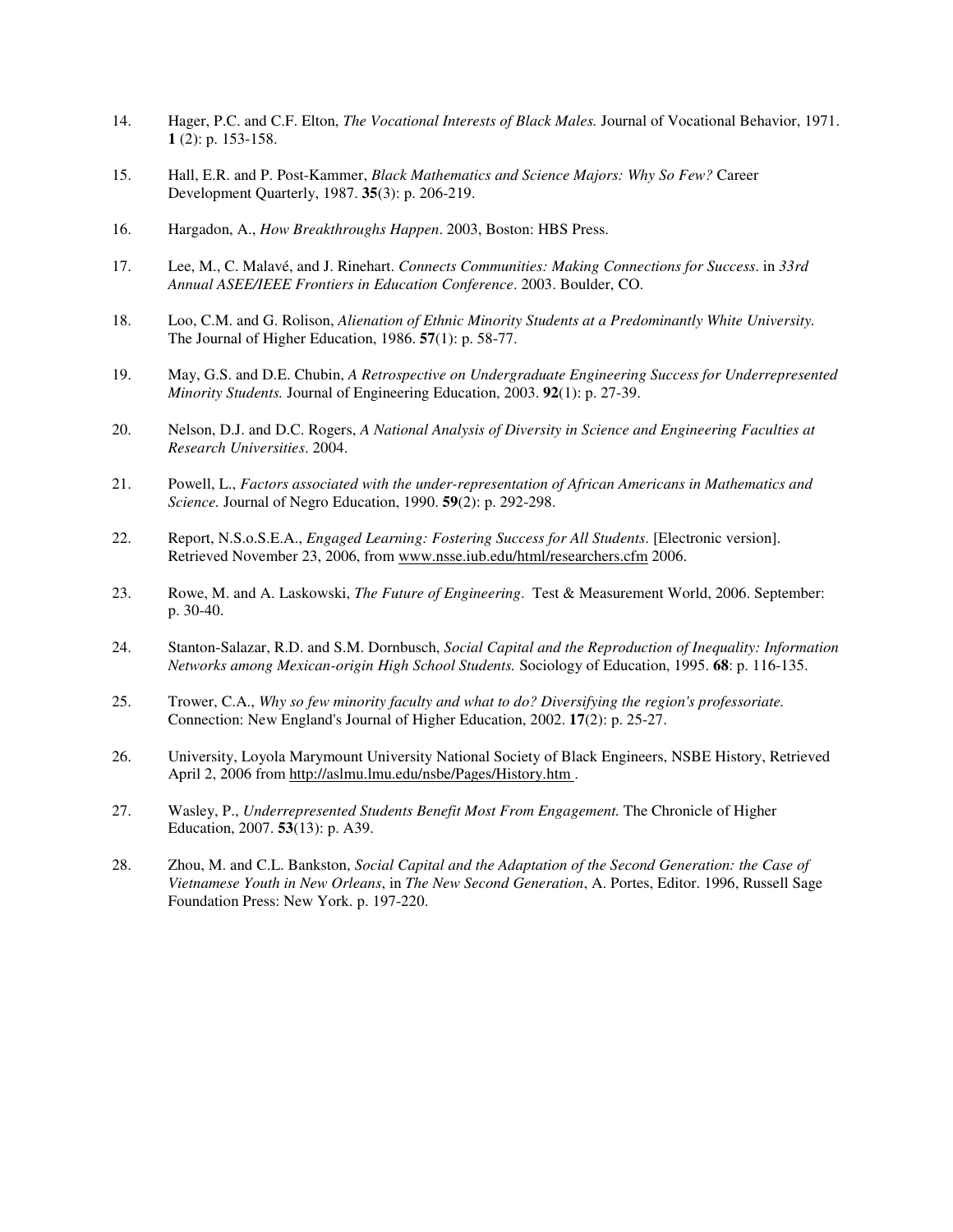14. Hager, P.C. and C.F. Elton, *The Vocational Interests of Black Males.* Journal of Vocational Behavior, 1971. **1** (2): p. 153-158.

15. Hall, E.R. and P. Post-Kammer, *Black Mathematics and Science Majors: Why So Few?* Career Development Quarterly, 1987. **35**(3): p. 206-219.

16. Hargadon, A., *How Breakthroughs Happen*. 2003, Boston: HBS Press.

17. Lee, M., C. Malavé, and J. Rinehart. *Connects Communities: Making Connections for Success*. in *33rd Annual ASEE/IEEE Frontiers in Education Conference*. 2003. Boulder, CO.

18. Loo, C.M. and G. Rolison, *Alienation of Ethnic Minority Students at a Predominantly White University.* The Journal of Higher Education, 1986. **57**(1): p. 58-77.

19. May, G.S. and D.E. Chubin, *A Retrospective on Undergraduate Engineering Success for Underrepresented Minority Students.* Journal of Engineering Education, 2003. **92**(1): p. 27-39.

20. Nelson, D.J. and D.C. Rogers, *A National Analysis of Diversity in Science and Engineering Faculties at Research Universities*. 2004.

21. Powell, L., *Factors associated with the under-representation of African Americans in Mathematics and Science.* Journal of Negro Education, 1990. **59**(2): p. 292-298.

22. Report, N.S.o.S.E.A., *Engaged Learning: Fostering Success for All Students*. [Electronic version]. Retrieved November 23, 2006, from www.nsse.iub.edu/html/researchers.cfm 2006.

23. Rowe, M. and A. Laskowski, *The Future of Engineering*. Test & Measurement World, 2006. September: p. 30-40.

24. Stanton-Salazar, R.D. and S.M. Dornbusch, *Social Capital and the Reproduction of Inequality: Information Networks among Mexican-origin High School Students.* Sociology of Education, 1995. **68**: p. 116-135.

25. Trower, C.A., *Why so few minority faculty and what to do? Diversifying the region's professoriate.* Connection: New England's Journal of Higher Education, 2002. **17**(2): p. 25-27.

26. University, Loyola Marymount University National Society of Black Engineers, NSBE History, Retrieved April 2, 2006 from http://aslmu.lmu.edu/nsbe/Pages/History.htm .

27. Wasley, P., *Underrepresented Students Benefit Most From Engagement.* The Chronicle of Higher Education, 2007. **53**(13): p. A39.

28. Zhou, M. and C.L. Bankston, *Social Capital and the Adaptation of the Second Generation: the Case of Vietnamese Youth in New Orleans*, in *The New Second Generation*, A. Portes, Editor. 1996, Russell Sage Foundation Press: New York. p. 197-220.